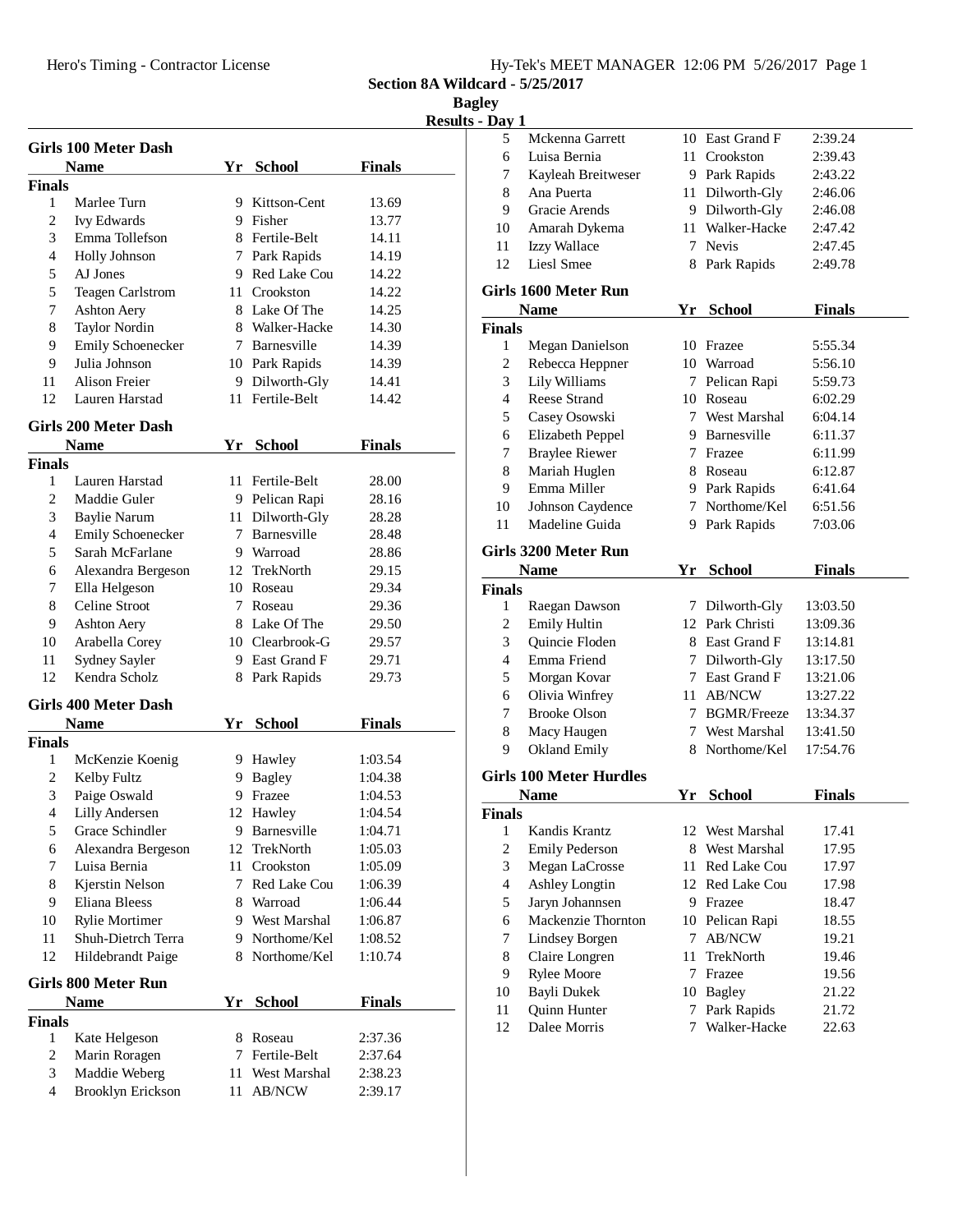Hero's Timing - Contractor License

## Section 8A Wildcard - 5/25/2017
### Bagley
### Results - Day 1

### Girls 100 Meter Dash

| | Name | Yr | School | Finals |
|---|---|---|---|---|
| **Finals** | | | | |
| 1 | Marlee Turn | 9 | Kittson-Cent | 13.69 |
| 2 | Ivy Edwards | 9 | Fisher | 13.77 |
| 3 | Emma Tollefson | 8 | Fertile-Belt | 14.11 |
| 4 | Holly Johnson | 7 | Park Rapids | 14.19 |
| 5 | AJ Jones | 9 | Red Lake Cou | 14.22 |
| 5 | Teagen Carlstrom | 11 | Crookston | 14.22 |
| 7 | Ashton Aery | 8 | Lake Of The | 14.25 |
| 8 | Taylor Nordin | 8 | Walker-Hacke | 14.30 |
| 9 | Emily Schoenecker | 7 | Barnesville | 14.39 |
| 9 | Julia Johnson | 10 | Park Rapids | 14.39 |
| 11 | Alison Freier | 9 | Dilworth-Gly | 14.41 |
| 12 | Lauren Harstad | 11 | Fertile-Belt | 14.42 |

### Girls 200 Meter Dash

| | Name | Yr | School | Finals |
|---|---|---|---|---|
| **Finals** | | | | |
| 1 | Lauren Harstad | 11 | Fertile-Belt | 28.00 |
| 2 | Maddie Guler | 9 | Pelican Rapi | 28.16 |
| 3 | Baylie Narum | 11 | Dilworth-Gly | 28.28 |
| 4 | Emily Schoenecker | 7 | Barnesville | 28.48 |
| 5 | Sarah McFarlane | 9 | Warroad | 28.86 |
| 6 | Alexandra Bergeson | 12 | TrekNorth | 29.15 |
| 7 | Ella Helgeson | 10 | Roseau | 29.34 |
| 8 | Celine Stroot | 7 | Roseau | 29.36 |
| 9 | Ashton Aery | 8 | Lake Of The | 29.50 |
| 10 | Arabella Corey | 10 | Clearbrook-G | 29.57 |
| 11 | Sydney Sayler | 9 | East Grand F | 29.71 |
| 12 | Kendra Scholz | 8 | Park Rapids | 29.73 |

### Girls 400 Meter Dash

| | Name | Yr | School | Finals |
|---|---|---|---|---|
| **Finals** | | | | |
| 1 | McKenzie Koenig | 9 | Hawley | 1:03.54 |
| 2 | Kelby Fultz | 9 | Bagley | 1:04.38 |
| 3 | Paige Oswald | 9 | Frazee | 1:04.53 |
| 4 | Lilly Andersen | 12 | Hawley | 1:04.54 |
| 5 | Grace Schindler | 9 | Barnesville | 1:04.71 |
| 6 | Alexandra Bergeson | 12 | TrekNorth | 1:05.03 |
| 7 | Luisa Bernia | 11 | Crookston | 1:05.09 |
| 8 | Kjerstin Nelson | 7 | Red Lake Cou | 1:06.39 |
| 9 | Eliana Bleess | 8 | Warroad | 1:06.44 |
| 10 | Rylie Mortimer | 9 | West Marshal | 1:06.87 |
| 11 | Shuh-Dietrch Terra | 9 | Northome/Kel | 1:08.52 |
| 12 | Hildebrandt Paige | 8 | Northome/Kel | 1:10.74 |

### Girls 800 Meter Run

| | Name | Yr | School | Finals |
|---|---|---|---|---|
| **Finals** | | | | |
| 1 | Kate Helgeson | 8 | Roseau | 2:37.36 |
| 2 | Marin Roragen | 7 | Fertile-Belt | 2:37.64 |
| 3 | Maddie Weberg | 11 | West Marshal | 2:38.23 |
| 4 | Brooklyn Erickson | 11 | AB/NCW | 2:39.17 |
| 5 | Mckenna Garrett | 10 | East Grand F | 2:39.24 |
| 6 | Luisa Bernia | 11 | Crookston | 2:39.43 |
| 7 | Kayleah Breitweser | 9 | Park Rapids | 2:43.22 |
| 8 | Ana Puerta | 11 | Dilworth-Gly | 2:46.06 |
| 9 | Gracie Arends | 9 | Dilworth-Gly | 2:46.08 |
| 10 | Amarah Dykema | 11 | Walker-Hacke | 2:47.42 |
| 11 | Izzy Wallace | 7 | Nevis | 2:47.45 |
| 12 | Liesl Smee | 8 | Park Rapids | 2:49.78 |

### Girls 1600 Meter Run

| | Name | Yr | School | Finals |
|---|---|---|---|---|
| **Finals** | | | | |
| 1 | Megan Danielson | 10 | Frazee | 5:55.34 |
| 2 | Rebecca Heppner | 10 | Warroad | 5:56.10 |
| 3 | Lily Williams | 7 | Pelican Rapi | 5:59.73 |
| 4 | Reese Strand | 10 | Roseau | 6:02.29 |
| 5 | Casey Osowski | 7 | West Marshal | 6:04.14 |
| 6 | Elizabeth Peppel | 9 | Barnesville | 6:11.37 |
| 7 | Braylee Riewer | 7 | Frazee | 6:11.99 |
| 8 | Mariah Huglen | 8 | Roseau | 6:12.87 |
| 9 | Emma Miller | 9 | Park Rapids | 6:41.64 |
| 10 | Johnson Caydence | 7 | Northome/Kel | 6:51.56 |
| 11 | Madeline Guida | 9 | Park Rapids | 7:03.06 |

### Girls 3200 Meter Run

| | Name | Yr | School | Finals |
|---|---|---|---|---|
| **Finals** | | | | |
| 1 | Raegan Dawson | 7 | Dilworth-Gly | 13:03.50 |
| 2 | Emily Hultin | 12 | Park Christi | 13:09.36 |
| 3 | Quincie Floden | 8 | East Grand F | 13:14.81 |
| 4 | Emma Friend | 7 | Dilworth-Gly | 13:17.50 |
| 5 | Morgan Kovar | 7 | East Grand F | 13:21.06 |
| 6 | Olivia Winfrey | 11 | AB/NCW | 13:27.22 |
| 7 | Brooke Olson | 7 | BGMR/Freeze | 13:34.37 |
| 8 | Macy Haugen | 7 | West Marshal | 13:41.50 |
| 9 | Okland Emily | 8 | Northome/Kel | 17:54.76 |

### Girls 100 Meter Hurdles

| | Name | Yr | School | Finals |
|---|---|---|---|---|
| **Finals** | | | | |
| 1 | Kandis Krantz | 12 | West Marshal | 17.41 |
| 2 | Emily Pederson | 8 | West Marshal | 17.95 |
| 3 | Megan LaCrosse | 11 | Red Lake Cou | 17.97 |
| 4 | Ashley Longtin | 12 | Red Lake Cou | 17.98 |
| 5 | Jaryn Johannsen | 9 | Frazee | 18.47 |
| 6 | Mackenzie Thornton | 10 | Pelican Rapi | 18.55 |
| 7 | Lindsey Borgen | 7 | AB/NCW | 19.21 |
| 8 | Claire Longren | 11 | TrekNorth | 19.46 |
| 9 | Rylee Moore | 7 | Frazee | 19.56 |
| 10 | Bayli Dukek | 10 | Bagley | 21.22 |
| 11 | Quinn Hunter | 7 | Park Rapids | 21.72 |
| 12 | Dalee Morris | 7 | Walker-Hacke | 22.63 |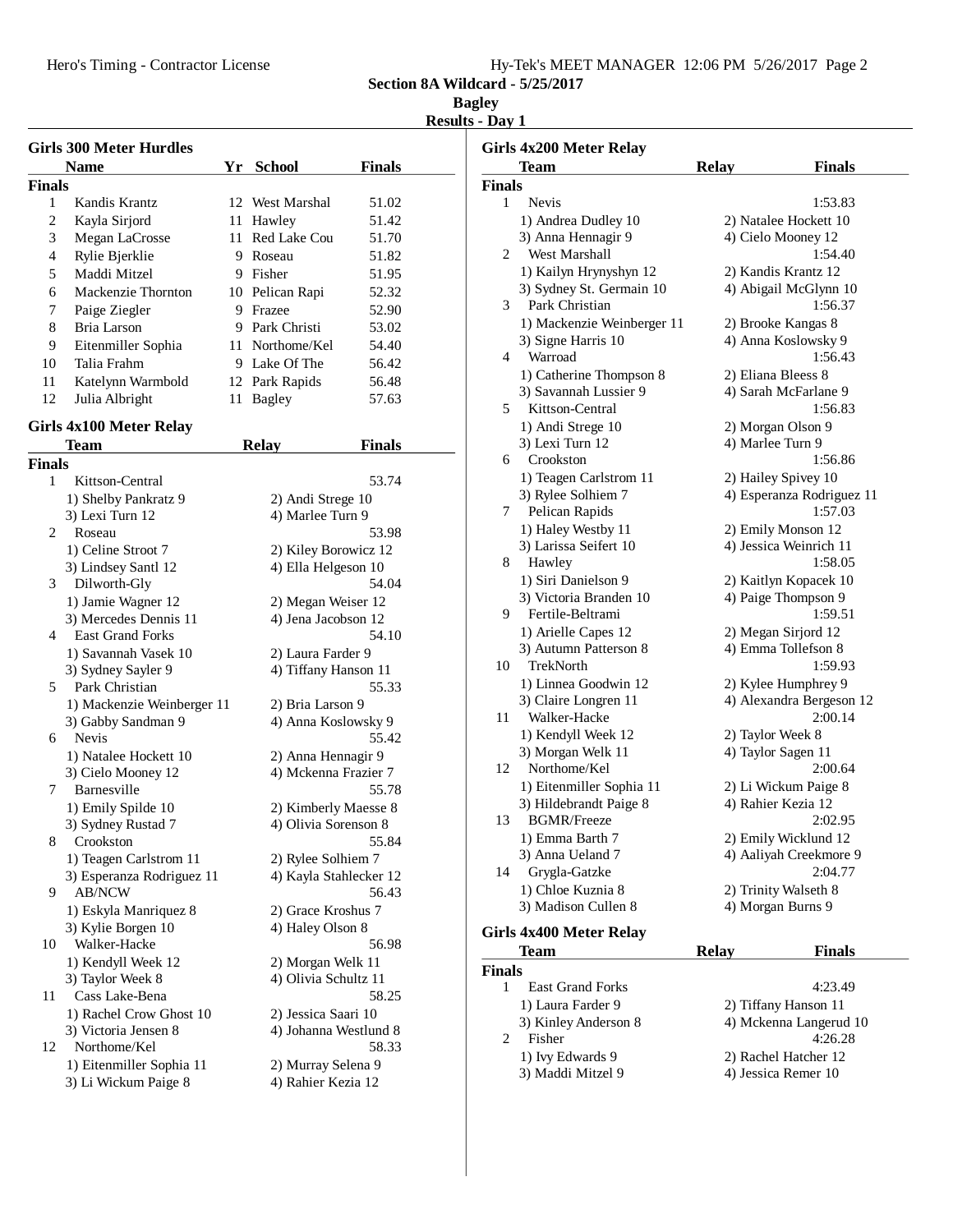Section 8A Wildcard - 5/25/2017

Bagley

Results - Day 1

### Girls 300 Meter Hurdles

| | Name | Yr | School | Finals |
|---|---|---|---|---|
| **Finals** | | | | |
| 1 | Kandis Krantz | 12 | West Marshal | 51.02 |
| 2 | Kayla Sirjord | 11 | Hawley | 51.42 |
| 3 | Megan LaCrosse | 11 | Red Lake Cou | 51.70 |
| 4 | Rylie Bjerklie | 9 | Roseau | 51.82 |
| 5 | Maddi Mitzel | 9 | Fisher | 51.95 |
| 6 | Mackenzie Thornton | 10 | Pelican Rapi | 52.32 |
| 7 | Paige Ziegler | 9 | Frazee | 52.90 |
| 8 | Bria Larson | 9 | Park Christi | 53.02 |
| 9 | Eitenmiller Sophia | 11 | Northome/Kel | 54.40 |
| 10 | Talia Frahm | 9 | Lake Of The | 56.42 |
| 11 | Katelynn Warmbold | 12 | Park Rapids | 56.48 |
| 12 | Julia Albright | 11 | Bagley | 57.63 |

### Girls 4x100 Meter Relay

| | Team | Relay | Finals |
|---|---|---|---|
| **Finals** | | | |
| 1 | Kittson-Central | | 53.74 |
| | 1) Shelby Pankratz 9 | 2) Andi Strege 10 | |
| | 3) Lexi Turn 12 | 4) Marlee Turn 9 | |
| 2 | Roseau | | 53.98 |
| | 1) Celine Stroot 7 | 2) Kiley Borowicz 12 | |
| | 3) Lindsey Santl 12 | 4) Ella Helgeson 10 | |
| 3 | Dilworth-Gly | | 54.04 |
| | 1) Jamie Wagner 12 | 2) Megan Weiser 12 | |
| | 3) Mercedes Dennis 11 | 4) Jena Jacobson 12 | |
| 4 | East Grand Forks | | 54.10 |
| | 1) Savannah Vasek 10 | 2) Laura Farder 9 | |
| | 3) Sydney Sayler 9 | 4) Tiffany Hanson 11 | |
| 5 | Park Christian | | 55.33 |
| | 1) Mackenzie Weinberger 11 | 2) Bria Larson 9 | |
| | 3) Gabby Sandman 9 | 4) Anna Koslowsky 9 | |
| 6 | Nevis | | 55.42 |
| | 1) Natalee Hockett 10 | 2) Anna Hennagir 9 | |
| | 3) Cielo Mooney 12 | 4) Mckenna Frazier 7 | |
| 7 | Barnesville | | 55.78 |
| | 1) Emily Spilde 10 | 2) Kimberly Maesse 8 | |
| | 3) Sydney Rustad 7 | 4) Olivia Sorenson 8 | |
| 8 | Crookston | | 55.84 |
| | 1) Teagen Carlstrom 11 | 2) Rylee Solhiem 7 | |
| | 3) Esperanza Rodriguez 11 | 4) Kayla Stahlecker 12 | |
| 9 | AB/NCW | | 56.43 |
| | 1) Eskyla Manriquez 8 | 2) Grace Kroshus 7 | |
| | 3) Kylie Borgen 10 | 4) Haley Olson 8 | |
| 10 | Walker-Hacke | | 56.98 |
| | 1) Kendyll Week 12 | 2) Morgan Welk 11 | |
| | 3) Taylor Week 8 | 4) Olivia Schultz 11 | |
| 11 | Cass Lake-Bena | | 58.25 |
| | 1) Rachel Crow Ghost 10 | 2) Jessica Saari 10 | |
| | 3) Victoria Jensen 8 | 4) Johanna Westlund 8 | |
| 12 | Northome/Kel | | 58.33 |
| | 1) Eitenmiller Sophia 11 | 2) Murray Selena 9 | |
| | 3) Li Wickum Paige 8 | 4) Rahier Kezia 12 | |

### Girls 4x200 Meter Relay

| | Team | Relay | Finals |
|---|---|---|---|
| **Finals** | | | |
| 1 | Nevis | | 1:53.83 |
| | 1) Andrea Dudley 10 | 2) Natalee Hockett 10 | |
| | 3) Anna Hennagir 9 | 4) Cielo Mooney 12 | |
| 2 | West Marshall | | 1:54.40 |
| | 1) Kailyn Hrynyshyn 12 | 2) Kandis Krantz 12 | |
| | 3) Sydney St. Germain 10 | 4) Abigail McGlynn 10 | |
| 3 | Park Christian | | 1:56.37 |
| | 1) Mackenzie Weinberger 11 | 2) Brooke Kangas 8 | |
| | 3) Signe Harris 10 | 4) Anna Koslowsky 9 | |
| 4 | Warroad | | 1:56.43 |
| | 1) Catherine Thompson 8 | 2) Eliana Bleess 8 | |
| | 3) Savannah Lussier 9 | 4) Sarah McFarlane 9 | |
| 5 | Kittson-Central | | 1:56.83 |
| | 1) Andi Strege 10 | 2) Morgan Olson 9 | |
| | 3) Lexi Turn 12 | 4) Marlee Turn 9 | |
| 6 | Crookston | | 1:56.86 |
| | 1) Teagen Carlstrom 11 | 2) Hailey Spivey 10 | |
| | 3) Rylee Solhiem 7 | 4) Esperanza Rodriguez 11 | |
| 7 | Pelican Rapids | | 1:57.03 |
| | 1) Haley Westby 11 | 2) Emily Monson 12 | |
| | 3) Larissa Seifert 10 | 4) Jessica Weinrich 11 | |
| 8 | Hawley | | 1:58.05 |
| | 1) Siri Danielson 9 | 2) Kaitlyn Kopacek 10 | |
| | 3) Victoria Branden 10 | 4) Paige Thompson 9 | |
| 9 | Fertile-Beltrami | | 1:59.51 |
| | 1) Arielle Capes 12 | 2) Megan Sirjord 12 | |
| | 3) Autumn Patterson 8 | 4) Emma Tollefson 8 | |
| 10 | TrekNorth | | 1:59.93 |
| | 1) Linnea Goodwin 12 | 2) Kylee Humphrey 9 | |
| | 3) Claire Longren 11 | 4) Alexandra Bergeson 12 | |
| 11 | Walker-Hacke | | 2:00.14 |
| | 1) Kendyll Week 12 | 2) Taylor Week 8 | |
| | 3) Morgan Welk 11 | 4) Taylor Sagen 11 | |
| 12 | Northome/Kel | | 2:00.64 |
| | 1) Eitenmiller Sophia 11 | 2) Li Wickum Paige 8 | |
| | 3) Hildebrandt Paige 8 | 4) Rahier Kezia 12 | |
| 13 | BGMR/Freeze | | 2:02.95 |
| | 1) Emma Barth 7 | 2) Emily Wicklund 12 | |
| | 3) Anna Ueland 7 | 4) Aaliyah Creekmore 9 | |
| 14 | Grygla-Gatzke | | 2:04.77 |
| | 1) Chloe Kuznia 8 | 2) Trinity Walseth 8 | |
| | 3) Madison Cullen 8 | 4) Morgan Burns 9 | |

### Girls 4x400 Meter Relay

| | Team | Relay | Finals |
|---|---|---|---|
| **Finals** | | | |
| 1 | East Grand Forks | | 4:23.49 |
| | 1) Laura Farder 9 | 2) Tiffany Hanson 11 | |
| | 3) Kinley Anderson 8 | 4) Mckenna Langerud 10 | |
| 2 | Fisher | | 4:26.28 |
| | 1) Ivy Edwards 9 | 2) Rachel Hatcher 12 | |
| | 3) Maddi Mitzel 9 | 4) Jessica Remer 10 | |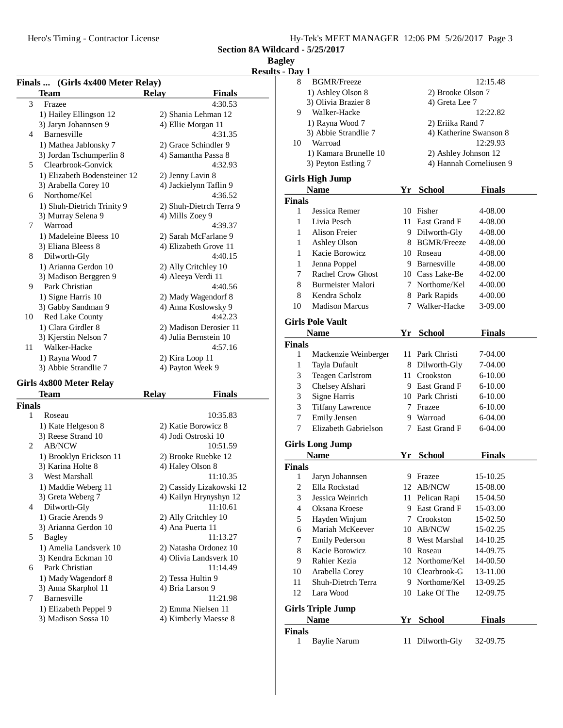Section 8A Wildcard - 5/25/2017

Bagley

Results - Day 1

### Finals ... (Girls 4x400 Meter Relay)

| | Team | Relay | Finals |
|---|---|---|---|
| 3 | Frazee | | 4:30.53 |
| | 1) Hailey Ellingson 12 | 2) Shania Lehman 12 | |
| | 3) Jaryn Johannsen 9 | 4) Ellie Morgan 11 | |
| 4 | Barnesville | | 4:31.35 |
| | 1) Mathea Jablonsky 7 | 2) Grace Schindler 9 | |
| | 3) Jordan Tschumperlin 8 | 4) Samantha Passa 8 | |
| 5 | Clearbrook-Gonvick | | 4:32.93 |
| | 1) Elizabeth Bodensteiner 12 | 2) Jenny Lavin 8 | |
| | 3) Arabella Corey 10 | 4) Jackielynn Taflin 9 | |
| 6 | Northome/Kel | | 4:36.52 |
| | 1) Shuh-Dietrich Trinity 9 | 2) Shuh-Dietrch Terra 9 | |
| | 3) Murray Selena 9 | 4) Mills Zoey 9 | |
| 7 | Warroad | | 4:39.37 |
| | 1) Madeleine Bleess 10 | 2) Sarah McFarlane 9 | |
| | 3) Eliana Bleess 8 | 4) Elizabeth Grove 11 | |
| 8 | Dilworth-Gly | | 4:40.15 |
| | 1) Arianna Gerdon 10 | 2) Ally Critchley 10 | |
| | 3) Madison Berggren 9 | 4) Aleeya Verdi 11 | |
| 9 | Park Christian | | 4:40.56 |
| | 1) Signe Harris 10 | 2) Mady Wagendorf 8 | |
| | 3) Gabby Sandman 9 | 4) Anna Koslowsky 9 | |
| 10 | Red Lake County | | 4:42.23 |
| | 1) Clara Girdler 8 | 2) Madison Derosier 11 | |
| | 3) Kjerstin Nelson 7 | 4) Julia Bernstein 10 | |
| 11 | Walker-Hacke | | 4:57.16 |
| | 1) Rayna Wood 7 | 2) Kira Loop 11 | |
| | 3) Abbie Strandlie 7 | 4) Payton Week 9 | |

### Girls 4x800 Meter Relay

| | Team | Relay | Finals |
|---|---|---|---|
| **Finals** | | | |
| 1 | Roseau | | 10:35.83 |
| | 1) Kate Helgeson 8 | 2) Katie Borowicz 8 | |
| | 3) Reese Strand 10 | 4) Jodi Ostroski 10 | |
| 2 | AB/NCW | | 10:51.59 |
| | 1) Brooklyn Erickson 11 | 2) Brooke Ruebke 12 | |
| | 3) Karina Holte 8 | 4) Haley Olson 8 | |
| 3 | West Marshall | | 11:10.35 |
| | 1) Maddie Weberg 11 | 2) Cassidy Lizakowski 12 | |
| | 3) Greta Weberg 7 | 4) Kailyn Hrynyshyn 12 | |
| 4 | Dilworth-Gly | | 11:10.61 |
| | 1) Gracie Arends 9 | 2) Ally Critchley 10 | |
| | 3) Arianna Gerdon 10 | 4) Ana Puerta 11 | |
| 5 | Bagley | | 11:13.27 |
| | 1) Amelia Landsverk 10 | 2) Natasha Ordonez 10 | |
| | 3) Kendra Eckman 10 | 4) Olivia Landsverk 10 | |
| 6 | Park Christian | | 11:14.49 |
| | 1) Mady Wagendorf 8 | 2) Tessa Hultin 9 | |
| | 3) Anna Skarphol 11 | 4) Bria Larson 9 | |
| 7 | Barnesville | | 11:21.98 |
| | 1) Elizabeth Peppel 9 | 2) Emma Nielsen 11 | |
| | 3) Madison Sossa 10 | 4) Kimberly Maesse 8 | |
| 8 | BGMR/Freeze | | 12:15.48 |
| | 1) Ashley Olson 8 | 2) Brooke Olson 7 | |
| | 3) Olivia Brazier 8 | 4) Greta Lee 7 | |
| 9 | Walker-Hacke | | 12:22.82 |
| | 1) Rayna Wood 7 | 2) Eriika Rand 7 | |
| | 3) Abbie Strandlie 7 | 4) Katherine Swanson 8 | |
| 10 | Warroad | | 12:29.93 |
| | 1) Kamara Brunelle 10 | 2) Ashley Johnson 12 | |
| | 3) Peyton Estling 7 | 4) Hannah Corneliusen 9 | |

### Girls High Jump

| | Name | Yr | School | Finals |
|---|---|---|---|---|
| **Finals** | | | | |
| 1 | Jessica Remer | 10 | Fisher | 4-08.00 |
| 1 | Livia Pesch | 11 | East Grand F | 4-08.00 |
| 1 | Alison Freier | 9 | Dilworth-Gly | 4-08.00 |
| 1 | Ashley Olson | 8 | BGMR/Freeze | 4-08.00 |
| 1 | Kacie Borowicz | 10 | Roseau | 4-08.00 |
| 1 | Jenna Poppel | 9 | Barnesville | 4-08.00 |
| 7 | Rachel Crow Ghost | 10 | Cass Lake-Be | 4-02.00 |
| 8 | Burmeister Malori | 7 | Northome/Kel | 4-00.00 |
| 8 | Kendra Scholz | 8 | Park Rapids | 4-00.00 |
| 10 | Madison Marcus | 7 | Walker-Hacke | 3-09.00 |

### Girls Pole Vault

| | Name | Yr | School | Finals |
|---|---|---|---|---|
| **Finals** | | | | |
| 1 | Mackenzie Weinberger | 11 | Park Christi | 7-04.00 |
| 1 | Tayla Dufault | 8 | Dilworth-Gly | 7-04.00 |
| 3 | Teagen Carlstrom | 11 | Crookston | 6-10.00 |
| 3 | Chelsey Afshari | 9 | East Grand F | 6-10.00 |
| 3 | Signe Harris | 10 | Park Christi | 6-10.00 |
| 3 | Tiffany Lawrence | 7 | Frazee | 6-10.00 |
| 7 | Emily Jensen | 9 | Warroad | 6-04.00 |
| 7 | Elizabeth Gabrielson | 7 | East Grand F | 6-04.00 |

### Girls Long Jump

| | Name | Yr | School | Finals |
|---|---|---|---|---|
| **Finals** | | | | |
| 1 | Jaryn Johannsen | 9 | Frazee | 15-10.25 |
| 2 | Ella Rockstad | 12 | AB/NCW | 15-08.00 |
| 3 | Jessica Weinrich | 11 | Pelican Rapi | 15-04.50 |
| 4 | Oksana Kroese | 9 | East Grand F | 15-03.00 |
| 5 | Hayden Winjum | 7 | Crookston | 15-02.50 |
| 6 | Mariah McKeever | 10 | AB/NCW | 15-02.25 |
| 7 | Emily Pederson | 8 | West Marshal | 14-10.25 |
| 8 | Kacie Borowicz | 10 | Roseau | 14-09.75 |
| 9 | Rahier Kezia | 12 | Northome/Kel | 14-00.50 |
| 10 | Arabella Corey | 10 | Clearbrook-G | 13-11.00 |
| 11 | Shuh-Dietrch Terra | 9 | Northome/Kel | 13-09.25 |
| 12 | Lara Wood | 10 | Lake Of The | 12-09.75 |

### Girls Triple Jump

| | Name | Yr | School | Finals |
|---|---|---|---|---|
| **Finals** | | | | |
| 1 | Baylie Narum | 11 | Dilworth-Gly | 32-09.75 |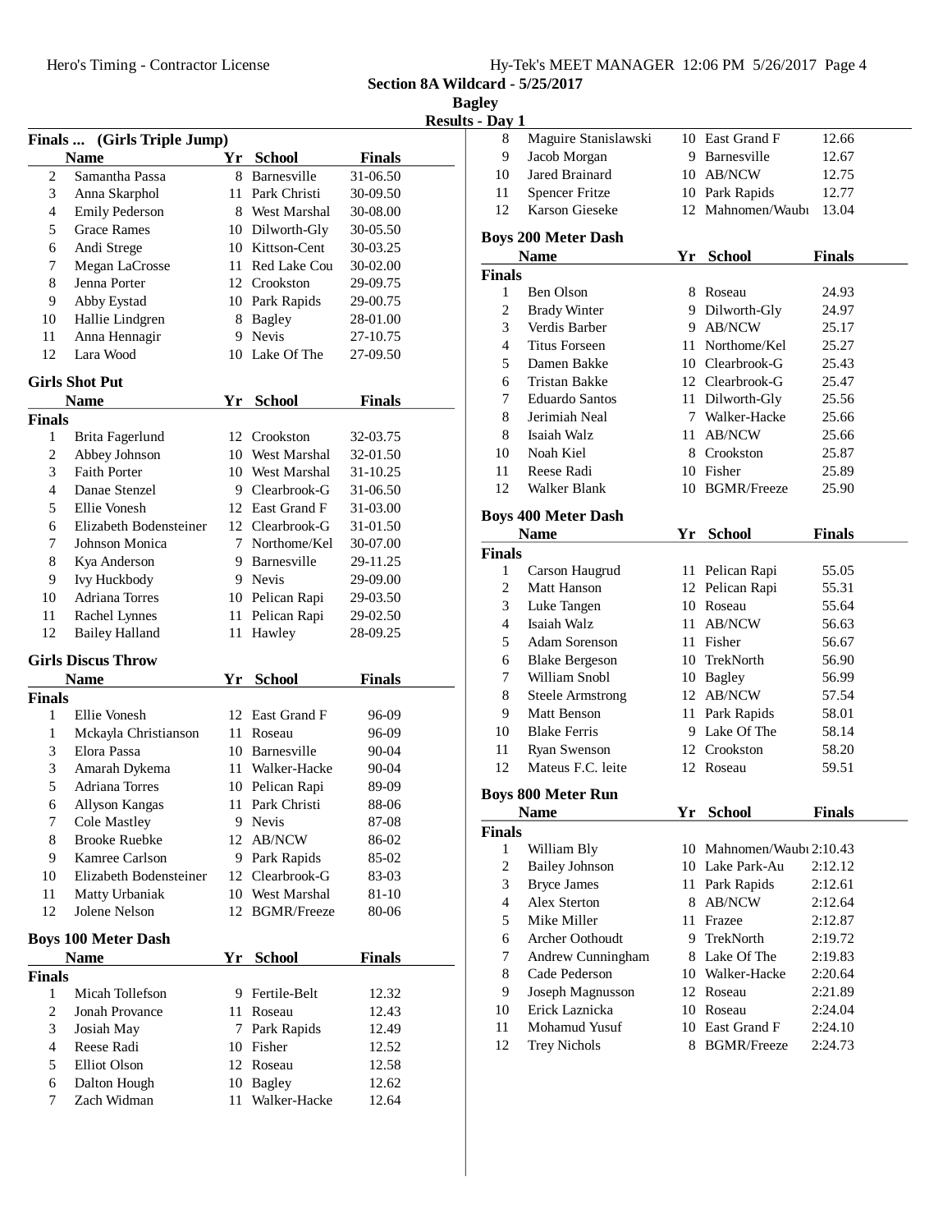## Section 8A Wildcard - 5/25/2017

### Bagley

### Results - Day 1

**Finals ... (Girls Triple Jump)**

| | Name | Yr | School | Finals |
|---|---|---|---|---|
| 2 | Samantha Passa | 8 | Barnesville | 31-06.50 |
| 3 | Anna Skarphol | 11 | Park Christi | 30-09.50 |
| 4 | Emily Pederson | 8 | West Marshal | 30-08.00 |
| 5 | Grace Rames | 10 | Dilworth-Gly | 30-05.50 |
| 6 | Andi Strege | 10 | Kittson-Cent | 30-03.25 |
| 7 | Megan LaCrosse | 11 | Red Lake Cou | 30-02.00 |
| 8 | Jenna Porter | 12 | Crookston | 29-09.75 |
| 9 | Abby Eystad | 10 | Park Rapids | 29-00.75 |
| 10 | Hallie Lindgren | 8 | Bagley | 28-01.00 |
| 11 | Anna Hennagir | 9 | Nevis | 27-10.75 |
| 12 | Lara Wood | 10 | Lake Of The | 27-09.50 |

**Girls Shot Put**

| | Name | Yr | School | Finals |
|---|---|---|---|---|
| **Finals** | | | | |
| 1 | Brita Fagerlund | 12 | Crookston | 32-03.75 |
| 2 | Abbey Johnson | 10 | West Marshal | 32-01.50 |
| 3 | Faith Porter | 10 | West Marshal | 31-10.25 |
| 4 | Danae Stenzel | 9 | Clearbrook-G | 31-06.50 |
| 5 | Ellie Vonesh | 12 | East Grand F | 31-03.00 |
| 6 | Elizabeth Bodensteiner | 12 | Clearbrook-G | 31-01.50 |
| 7 | Johnson Monica | 7 | Northome/Kel | 30-07.00 |
| 8 | Kya Anderson | 9 | Barnesville | 29-11.25 |
| 9 | Ivy Huckbody | 9 | Nevis | 29-09.00 |
| 10 | Adriana Torres | 10 | Pelican Rapi | 29-03.50 |
| 11 | Rachel Lynnes | 11 | Pelican Rapi | 29-02.50 |
| 12 | Bailey Halland | 11 | Hawley | 28-09.25 |

**Girls Discus Throw**

| | Name | Yr | School | Finals |
|---|---|---|---|---|
| **Finals** | | | | |
| 1 | Ellie Vonesh | 12 | East Grand F | 96-09 |
| 1 | Mckayla Christianson | 11 | Roseau | 96-09 |
| 3 | Elora Passa | 10 | Barnesville | 90-04 |
| 3 | Amarah Dykema | 11 | Walker-Hacke | 90-04 |
| 5 | Adriana Torres | 10 | Pelican Rapi | 89-09 |
| 6 | Allyson Kangas | 11 | Park Christi | 88-06 |
| 7 | Cole Mastley | 9 | Nevis | 87-08 |
| 8 | Brooke Ruebke | 12 | AB/NCW | 86-02 |
| 9 | Kamree Carlson | 9 | Park Rapids | 85-02 |
| 10 | Elizabeth Bodensteiner | 12 | Clearbrook-G | 83-03 |
| 11 | Matty Urbaniak | 10 | West Marshal | 81-10 |
| 12 | Jolene Nelson | 12 | BGMR/Freeze | 80-06 |

**Boys 100 Meter Dash**

| | Name | Yr | School | Finals |
|---|---|---|---|---|
| **Finals** | | | | |
| 1 | Micah Tollefson | 9 | Fertile-Belt | 12.32 |
| 2 | Jonah Provance | 11 | Roseau | 12.43 |
| 3 | Josiah May | 7 | Park Rapids | 12.49 |
| 4 | Reese Radi | 10 | Fisher | 12.52 |
| 5 | Elliot Olson | 12 | Roseau | 12.58 |
| 6 | Dalton Hough | 10 | Bagley | 12.62 |
| 7 | Zach Widman | 11 | Walker-Hacke | 12.64 |
| 8 | Maguire Stanislawski | 10 | East Grand F | 12.66 |
| 9 | Jacob Morgan | 9 | Barnesville | 12.67 |
| 10 | Jared Brainard | 10 | AB/NCW | 12.75 |
| 11 | Spencer Fritze | 10 | Park Rapids | 12.77 |
| 12 | Karson Gieseke | 12 | Mahnomen/Waubı | 13.04 |

**Boys 200 Meter Dash**

| | Name | Yr | School | Finals |
|---|---|---|---|---|
| **Finals** | | | | |
| 1 | Ben Olson | 8 | Roseau | 24.93 |
| 2 | Brady Winter | 9 | Dilworth-Gly | 24.97 |
| 3 | Verdis Barber | 9 | AB/NCW | 25.17 |
| 4 | Titus Forseen | 11 | Northome/Kel | 25.27 |
| 5 | Damen Bakke | 10 | Clearbrook-G | 25.43 |
| 6 | Tristan Bakke | 12 | Clearbrook-G | 25.47 |
| 7 | Eduardo Santos | 11 | Dilworth-Gly | 25.56 |
| 8 | Jerimiah Neal | 7 | Walker-Hacke | 25.66 |
| 8 | Isaiah Walz | 11 | AB/NCW | 25.66 |
| 10 | Noah Kiel | 8 | Crookston | 25.87 |
| 11 | Reese Radi | 10 | Fisher | 25.89 |
| 12 | Walker Blank | 10 | BGMR/Freeze | 25.90 |

**Boys 400 Meter Dash**

| | Name | Yr | School | Finals |
|---|---|---|---|---|
| **Finals** | | | | |
| 1 | Carson Haugrud | 11 | Pelican Rapi | 55.05 |
| 2 | Matt Hanson | 12 | Pelican Rapi | 55.31 |
| 3 | Luke Tangen | 10 | Roseau | 55.64 |
| 4 | Isaiah Walz | 11 | AB/NCW | 56.63 |
| 5 | Adam Sorenson | 11 | Fisher | 56.67 |
| 6 | Blake Bergeson | 10 | TrekNorth | 56.90 |
| 7 | William Snobl | 10 | Bagley | 56.99 |
| 8 | Steele Armstrong | 12 | AB/NCW | 57.54 |
| 9 | Matt Benson | 11 | Park Rapids | 58.01 |
| 10 | Blake Ferris | 9 | Lake Of The | 58.14 |
| 11 | Ryan Swenson | 12 | Crookston | 58.20 |
| 12 | Mateus F.C. leite | 12 | Roseau | 59.51 |

**Boys 800 Meter Run**

| | Name | Yr | School | Finals |
|---|---|---|---|---|
| **Finals** | | | | |
| 1 | William Bly | 10 | Mahnomen/Waubı | 2:10.43 |
| 2 | Bailey Johnson | 10 | Lake Park-Au | 2:12.12 |
| 3 | Bryce James | 11 | Park Rapids | 2:12.61 |
| 4 | Alex Sterton | 8 | AB/NCW | 2:12.64 |
| 5 | Mike Miller | 11 | Frazee | 2:12.87 |
| 6 | Archer Oothoudt | 9 | TrekNorth | 2:19.72 |
| 7 | Andrew Cunningham | 8 | Lake Of The | 2:19.83 |
| 8 | Cade Pederson | 10 | Walker-Hacke | 2:20.64 |
| 9 | Joseph Magnusson | 12 | Roseau | 2:21.89 |
| 10 | Erick Laznicka | 10 | Roseau | 2:24.04 |
| 11 | Mohamud Yusuf | 10 | East Grand F | 2:24.10 |
| 12 | Trey Nichols | 8 | BGMR/Freeze | 2:24.73 |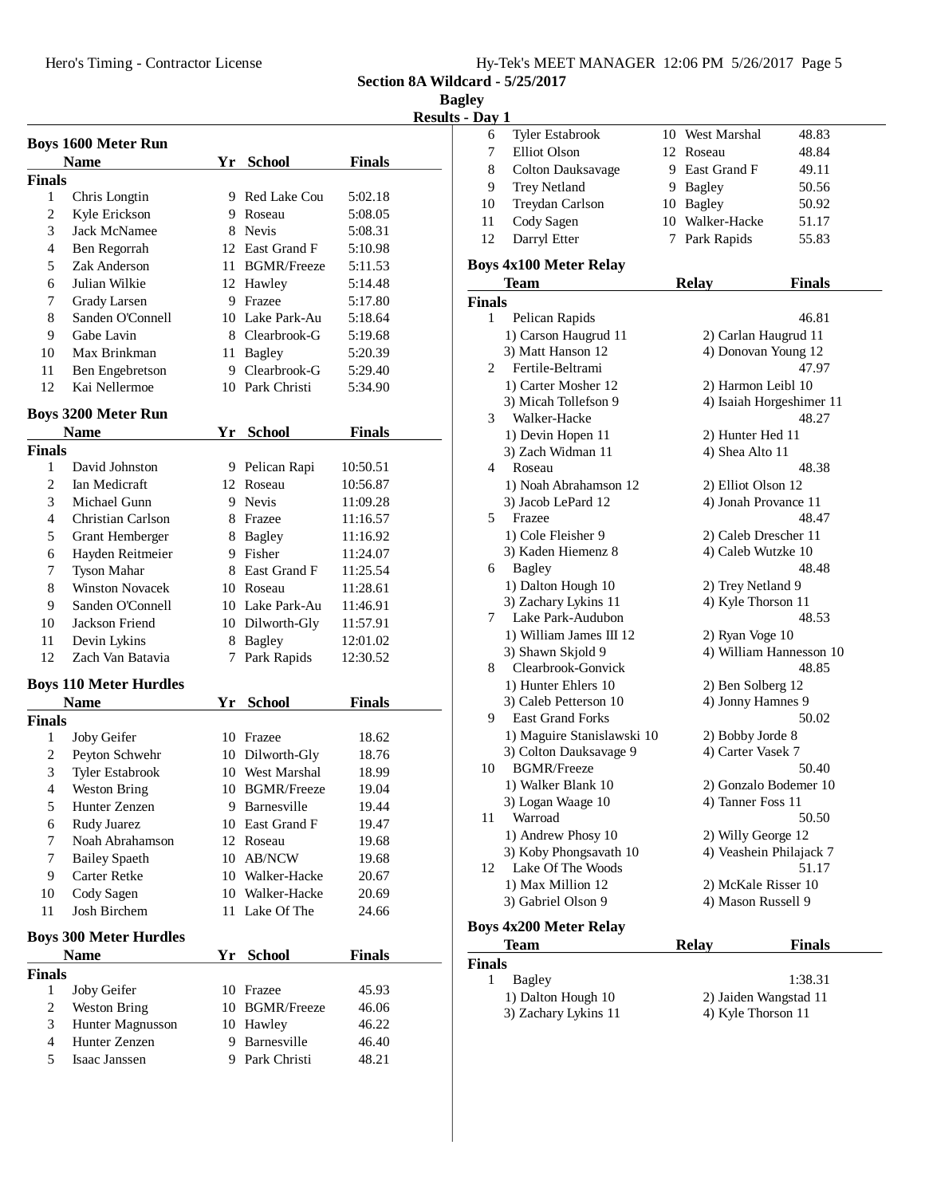Section 8A Wildcard - 5/25/2017

Bagley

Results - Day 1

## Boys 1600 Meter Run

| | Name | Yr | School | Finals |
|---|---|---|---|---|
| **Finals** | | | | |
| 1 | Chris Longtin | 9 | Red Lake Cou | 5:02.18 |
| 2 | Kyle Erickson | 9 | Roseau | 5:08.05 |
| 3 | Jack McNamee | 8 | Nevis | 5:08.31 |
| 4 | Ben Regorrah | 12 | East Grand F | 5:10.98 |
| 5 | Zak Anderson | 11 | BGMR/Freeze | 5:11.53 |
| 6 | Julian Wilkie | 12 | Hawley | 5:14.48 |
| 7 | Grady Larsen | 9 | Frazee | 5:17.80 |
| 8 | Sanden O'Connell | 10 | Lake Park-Au | 5:18.64 |
| 9 | Gabe Lavin | 8 | Clearbrook-G | 5:19.68 |
| 10 | Max Brinkman | 11 | Bagley | 5:20.39 |
| 11 | Ben Engebretson | 9 | Clearbrook-G | 5:29.40 |
| 12 | Kai Nellermoe | 10 | Park Christi | 5:34.90 |

## Boys 3200 Meter Run

| | Name | Yr | School | Finals |
|---|---|---|---|---|
| **Finals** | | | | |
| 1 | David Johnston | 9 | Pelican Rapi | 10:50.51 |
| 2 | Ian Medicraft | 12 | Roseau | 10:56.87 |
| 3 | Michael Gunn | 9 | Nevis | 11:09.28 |
| 4 | Christian Carlson | 8 | Frazee | 11:16.57 |
| 5 | Grant Hemberger | 8 | Bagley | 11:16.92 |
| 6 | Hayden Reitmeier | 9 | Fisher | 11:24.07 |
| 7 | Tyson Mahar | 8 | East Grand F | 11:25.54 |
| 8 | Winston Novacek | 10 | Roseau | 11:28.61 |
| 9 | Sanden O'Connell | 10 | Lake Park-Au | 11:46.91 |
| 10 | Jackson Friend | 10 | Dilworth-Gly | 11:57.91 |
| 11 | Devin Lykins | 8 | Bagley | 12:01.02 |
| 12 | Zach Van Batavia | 7 | Park Rapids | 12:30.52 |

## Boys 110 Meter Hurdles

| | Name | Yr | School | Finals |
|---|---|---|---|---|
| **Finals** | | | | |
| 1 | Joby Geifer | 10 | Frazee | 18.62 |
| 2 | Peyton Schwehr | 10 | Dilworth-Gly | 18.76 |
| 3 | Tyler Estabrook | 10 | West Marshal | 18.99 |
| 4 | Weston Bring | 10 | BGMR/Freeze | 19.04 |
| 5 | Hunter Zenzen | 9 | Barnesville | 19.44 |
| 6 | Rudy Juarez | 10 | East Grand F | 19.47 |
| 7 | Noah Abrahamson | 12 | Roseau | 19.68 |
| 7 | Bailey Spaeth | 10 | AB/NCW | 19.68 |
| 9 | Carter Retke | 10 | Walker-Hacke | 20.67 |
| 10 | Cody Sagen | 10 | Walker-Hacke | 20.69 |
| 11 | Josh Birchem | 11 | Lake Of The | 24.66 |

## Boys 300 Meter Hurdles

| | Name | Yr | School | Finals |
|---|---|---|---|---|
| **Finals** | | | | |
| 1 | Joby Geifer | 10 | Frazee | 45.93 |
| 2 | Weston Bring | 10 | BGMR/Freeze | 46.06 |
| 3 | Hunter Magnusson | 10 | Hawley | 46.22 |
| 4 | Hunter Zenzen | 9 | Barnesville | 46.40 |
| 5 | Isaac Janssen | 9 | Park Christi | 48.21 |
| 6 | Tyler Estabrook | 10 | West Marshal | 48.83 |
| 7 | Elliot Olson | 12 | Roseau | 48.84 |
| 8 | Colton Dauksavage | 9 | East Grand F | 49.11 |
| 9 | Trey Netland | 9 | Bagley | 50.56 |
| 10 | Treydan Carlson | 10 | Bagley | 50.92 |
| 11 | Cody Sagen | 10 | Walker-Hacke | 51.17 |
| 12 | Darryl Etter | 7 | Park Rapids | 55.83 |

## Boys 4x100 Meter Relay

| | Team | Relay | Finals |
|---|---|---|---|
| **Finals** | | | |
| 1 | Pelican Rapids | | 46.81 |
| | 1) Carson Haugrud 11 | 2) Carlan Haugrud 11 | |
| | 3) Matt Hanson 12 | 4) Donovan Young 12 | |
| 2 | Fertile-Beltrami | | 47.97 |
| | 1) Carter Mosher 12 | 2) Harmon Leibl 10 | |
| | 3) Micah Tollefson 9 | 4) Isaiah Horgeshimer 11 | |
| 3 | Walker-Hacke | | 48.27 |
| | 1) Devin Hopen 11 | 2) Hunter Hed 11 | |
| | 3) Zach Widman 11 | 4) Shea Alto 11 | |
| 4 | Roseau | | 48.38 |
| | 1) Noah Abrahamson 12 | 2) Elliot Olson 12 | |
| | 3) Jacob LePard 12 | 4) Jonah Provance 11 | |
| 5 | Frazee | | 48.47 |
| | 1) Cole Fleisher 9 | 2) Caleb Drescher 11 | |
| | 3) Kaden Hiemenz 8 | 4) Caleb Wutzke 10 | |
| 6 | Bagley | | 48.48 |
| | 1) Dalton Hough 10 | 2) Trey Netland 9 | |
| | 3) Zachary Lykins 11 | 4) Kyle Thorson 11 | |
| 7 | Lake Park-Audubon | | 48.53 |
| | 1) William James III 12 | 2) Ryan Voge 10 | |
| | 3) Shawn Skjold 9 | 4) William Hannesson 10 | |
| 8 | Clearbrook-Gonvick | | 48.85 |
| | 1) Hunter Ehlers 10 | 2) Ben Solberg 12 | |
| | 3) Caleb Petterson 10 | 4) Jonny Hamnes 9 | |
| 9 | East Grand Forks | | 50.02 |
| | 1) Maguire Stanislawski 10 | 2) Bobby Jorde 8 | |
| | 3) Colton Dauksavage 9 | 4) Carter Vasek 7 | |
| 10 | BGMR/Freeze | | 50.40 |
| | 1) Walker Blank 10 | 2) Gonzalo Bodemer 10 | |
| | 3) Logan Waage 10 | 4) Tanner Foss 11 | |
| 11 | Warroad | | 50.50 |
| | 1) Andrew Phosy 10 | 2) Willy George 12 | |
| | 3) Koby Phongsavath 10 | 4) Veashein Philajack 7 | |
| 12 | Lake Of The Woods | | 51.17 |
| | 1) Max Million 12 | 2) McKale Risser 10 | |
| | 3) Gabriel Olson 9 | 4) Mason Russell 9 | |

## Boys 4x200 Meter Relay

| | Team | Relay | Finals |
|---|---|---|---|
| **Finals** | | | |
| 1 | Bagley | | 1:38.31 |
| | 1) Dalton Hough 10 | 2) Jaiden Wangstad 11 | |
| | 3) Zachary Lykins 11 | 4) Kyle Thorson 11 | |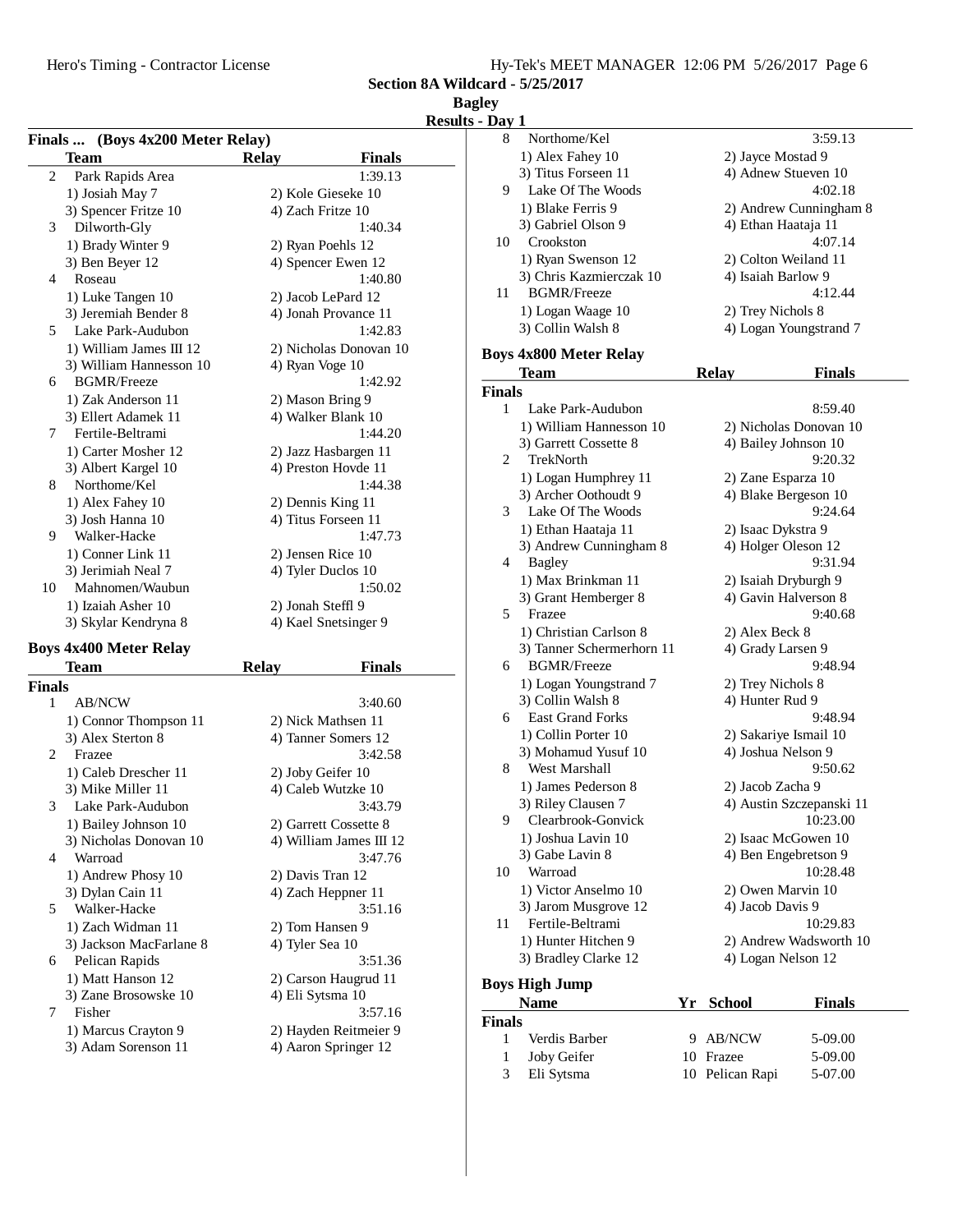Section 8A Wildcard - 5/25/2017

Bagley

Results - Day 1

### Finals ... (Boys 4x200 Meter Relay)

| | Team | Relay | Finals |
|---|---|---|---|
| 2 | Park Rapids Area | | 1:39.13 |
| | 1) Josiah May 7 | 2) Kole Gieseke 10 | |
| | 3) Spencer Fritze 10 | 4) Zach Fritze 10 | |
| 3 | Dilworth-Gly | | 1:40.34 |
| | 1) Brady Winter 9 | 2) Ryan Poehls 12 | |
| | 3) Ben Beyer 12 | 4) Spencer Ewen 12 | |
| 4 | Roseau | | 1:40.80 |
| | 1) Luke Tangen 10 | 2) Jacob LePard 12 | |
| | 3) Jeremiah Bender 8 | 4) Jonah Provance 11 | |
| 5 | Lake Park-Audubon | | 1:42.83 |
| | 1) William James III 12 | 2) Nicholas Donovan 10 | |
| | 3) William Hannesson 10 | 4) Ryan Voge 10 | |
| 6 | BGMR/Freeze | | 1:42.92 |
| | 1) Zak Anderson 11 | 2) Mason Bring 9 | |
| | 3) Ellert Adamek 11 | 4) Walker Blank 10 | |
| 7 | Fertile-Beltrami | | 1:44.20 |
| | 1) Carter Mosher 12 | 2) Jazz Hasbargen 11 | |
| | 3) Albert Kargel 10 | 4) Preston Hovde 11 | |
| 8 | Northome/Kel | | 1:44.38 |
| | 1) Alex Fahey 10 | 2) Dennis King 11 | |
| | 3) Josh Hanna 10 | 4) Titus Forseen 11 | |
| 9 | Walker-Hacke | | 1:47.73 |
| | 1) Conner Link 11 | 2) Jensen Rice 10 | |
| | 3) Jerimiah Neal 7 | 4) Tyler Duclos 10 | |
| 10 | Mahnomen/Waubun | | 1:50.02 |
| | 1) Izaiah Asher 10 | 2) Jonah Steffl 9 | |
| | 3) Skylar Kendryna 8 | 4) Kael Snetsinger 9 | |

### Boys 4x400 Meter Relay

| | Team | Relay | Finals |
|---|---|---|---|
| **Finals** | | | |
| 1 | AB/NCW | | 3:40.60 |
| | 1) Connor Thompson 11 | 2) Nick Mathsen 11 | |
| | 3) Alex Sterton 8 | 4) Tanner Somers 12 | |
| 2 | Frazee | | 3:42.58 |
| | 1) Caleb Drescher 11 | 2) Joby Geifer 10 | |
| | 3) Mike Miller 11 | 4) Caleb Wutzke 10 | |
| 3 | Lake Park-Audubon | | 3:43.79 |
| | 1) Bailey Johnson 10 | 2) Garrett Cossette 8 | |
| | 3) Nicholas Donovan 10 | 4) William James III 12 | |
| 4 | Warroad | | 3:47.76 |
| | 1) Andrew Phosy 10 | 2) Davis Tran 12 | |
| | 3) Dylan Cain 11 | 4) Zach Heppner 11 | |
| 5 | Walker-Hacke | | 3:51.16 |
| | 1) Zach Widman 11 | 2) Tom Hansen 9 | |
| | 3) Jackson MacFarlane 8 | 4) Tyler Sea 10 | |
| 6 | Pelican Rapids | | 3:51.36 |
| | 1) Matt Hanson 12 | 2) Carson Haugrud 11 | |
| | 3) Zane Brosowske 10 | 4) Eli Sytsma 10 | |
| 7 | Fisher | | 3:57.16 |
| | 1) Marcus Crayton 9 | 2) Hayden Reitmeier 9 | |
| | 3) Adam Sorenson 11 | 4) Aaron Springer 12 | |
| 8 | Northome/Kel | | 3:59.13 |
| | 1) Alex Fahey 10 | 2) Jayce Mostad 9 | |
| | 3) Titus Forseen 11 | 4) Adnew Stueven 10 | |
| 9 | Lake Of The Woods | | 4:02.18 |
| | 1) Blake Ferris 9 | 2) Andrew Cunningham 8 | |
| | 3) Gabriel Olson 9 | 4) Ethan Haataja 11 | |
| 10 | Crookston | | 4:07.14 |
| | 1) Ryan Swenson 12 | 2) Colton Weiland 11 | |
| | 3) Chris Kazmierczak 10 | 4) Isaiah Barlow 9 | |
| 11 | BGMR/Freeze | | 4:12.44 |
| | 1) Logan Waage 10 | 2) Trey Nichols 8 | |
| | 3) Collin Walsh 8 | 4) Logan Youngstrand 7 | |

### Boys 4x800 Meter Relay

| | Team | Relay | Finals |
|---|---|---|---|
| **Finals** | | | |
| 1 | Lake Park-Audubon | | 8:59.40 |
| | 1) William Hannesson 10 | 2) Nicholas Donovan 10 | |
| | 3) Garrett Cossette 8 | 4) Bailey Johnson 10 | |
| 2 | TrekNorth | | 9:20.32 |
| | 1) Logan Humphrey 11 | 2) Zane Esparza 10 | |
| | 3) Archer Oothoudt 9 | 4) Blake Bergeson 10 | |
| 3 | Lake Of The Woods | | 9:24.64 |
| | 1) Ethan Haataja 11 | 2) Isaac Dykstra 9 | |
| | 3) Andrew Cunningham 8 | 4) Holger Oleson 12 | |
| 4 | Bagley | | 9:31.94 |
| | 1) Max Brinkman 11 | 2) Isaiah Dryburgh 9 | |
| | 3) Grant Hemberger 8 | 4) Gavin Halverson 8 | |
| 5 | Frazee | | 9:40.68 |
| | 1) Christian Carlson 8 | 2) Alex Beck 8 | |
| | 3) Tanner Schermerhorn 11 | 4) Grady Larsen 9 | |
| 6 | BGMR/Freeze | | 9:48.94 |
| | 1) Logan Youngstrand 7 | 2) Trey Nichols 8 | |
| | 3) Collin Walsh 8 | 4) Hunter Rud 9 | |
| 6 | East Grand Forks | | 9:48.94 |
| | 1) Collin Porter 10 | 2) Sakariye Ismail 10 | |
| | 3) Mohamud Yusuf 10 | 4) Joshua Nelson 9 | |
| 8 | West Marshall | | 9:50.62 |
| | 1) James Pederson 8 | 2) Jacob Zacha 9 | |
| | 3) Riley Clausen 7 | 4) Austin Szczepanski 11 | |
| 9 | Clearbrook-Gonvick | | 10:23.00 |
| | 1) Joshua Lavin 10 | 2) Isaac McGowen 10 | |
| | 3) Gabe Lavin 8 | 4) Ben Engebretson 9 | |
| 10 | Warroad | | 10:28.48 |
| | 1) Victor Anselmo 10 | 2) Owen Marvin 10 | |
| | 3) Jarom Musgrove 12 | 4) Jacob Davis 9 | |
| 11 | Fertile-Beltrami | | 10:29.83 |
| | 1) Hunter Hitchen 9 | 2) Andrew Wadsworth 10 | |
| | 3) Bradley Clarke 12 | 4) Logan Nelson 12 | |

### Boys High Jump

| | Name | Yr | School | Finals |
|---|---|---|---|---|
| **Finals** | | | | |
| 1 | Verdis Barber | 9 | AB/NCW | 5-09.00 |
| 1 | Joby Geifer | 10 | Frazee | 5-09.00 |
| 3 | Eli Sytsma | 10 | Pelican Rapi | 5-07.00 |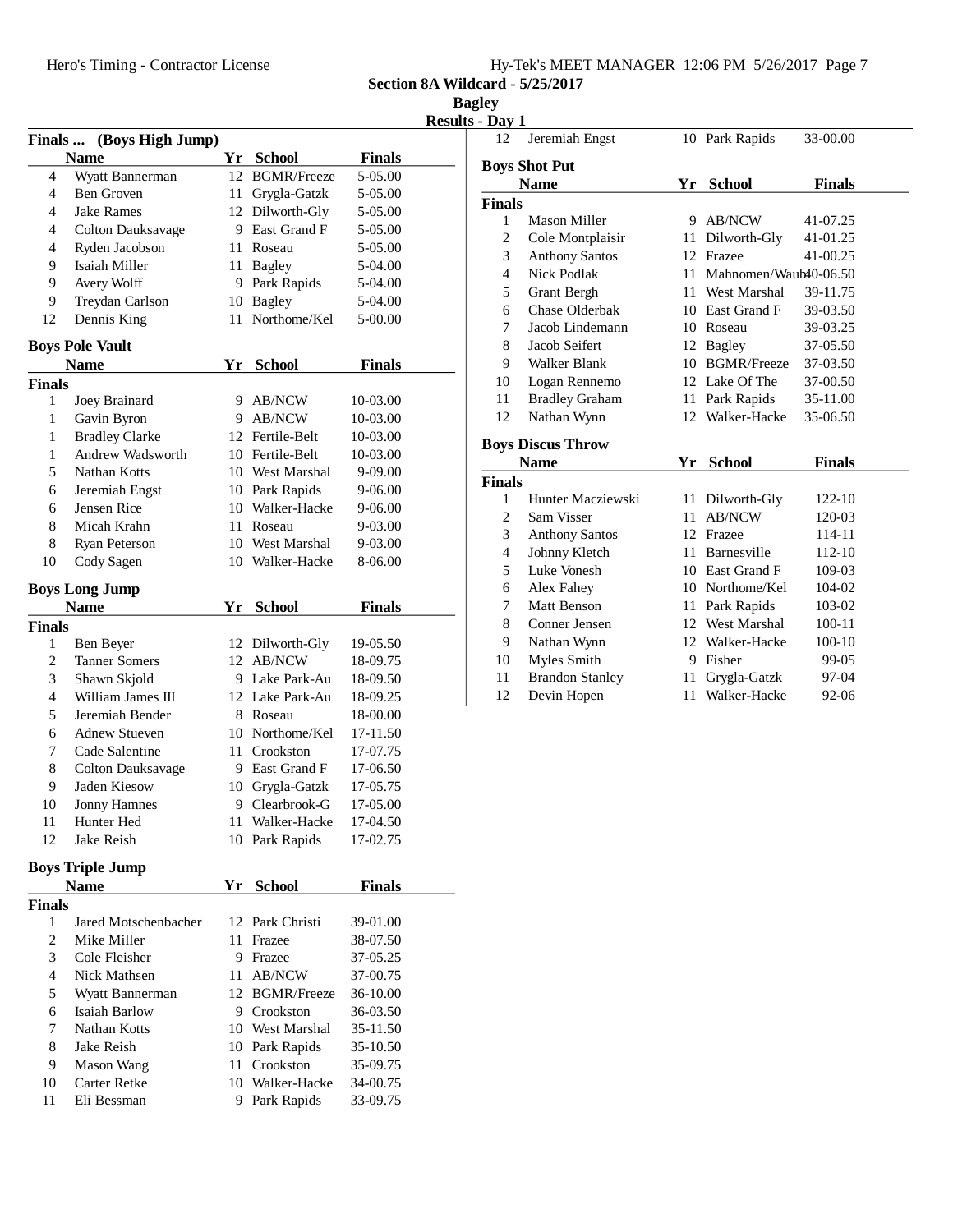## Section 8A Wildcard - 5/25/2017

**Bagley**

**Results - Day 1**

### Finals ... (Boys High Jump)

| | Name | Yr | School | Finals |
|---|---|---|---|---|
| 4 | Wyatt Bannerman | 12 | BGMR/Freeze | 5-05.00 |
| 4 | Ben Groven | 11 | Grygla-Gatzk | 5-05.00 |
| 4 | Jake Rames | 12 | Dilworth-Gly | 5-05.00 |
| 4 | Colton Dauksavage | 9 | East Grand F | 5-05.00 |
| 4 | Ryden Jacobson | 11 | Roseau | 5-05.00 |
| 9 | Isaiah Miller | 11 | Bagley | 5-04.00 |
| 9 | Avery Wolff | 9 | Park Rapids | 5-04.00 |
| 9 | Treydan Carlson | 10 | Bagley | 5-04.00 |
| 12 | Dennis King | 11 | Northome/Kel | 5-00.00 |

### Boys Pole Vault

**Finals**

| | Name | Yr | School | Finals |
|---|---|---|---|---|
| 1 | Joey Brainard | 9 | AB/NCW | 10-03.00 |
| 1 | Gavin Byron | 9 | AB/NCW | 10-03.00 |
| 1 | Bradley Clarke | 12 | Fertile-Belt | 10-03.00 |
| 1 | Andrew Wadsworth | 10 | Fertile-Belt | 10-03.00 |
| 5 | Nathan Kotts | 10 | West Marshal | 9-09.00 |
| 6 | Jeremiah Engst | 10 | Park Rapids | 9-06.00 |
| 6 | Jensen Rice | 10 | Walker-Hacke | 9-06.00 |
| 8 | Micah Krahn | 11 | Roseau | 9-03.00 |
| 8 | Ryan Peterson | 10 | West Marshal | 9-03.00 |
| 10 | Cody Sagen | 10 | Walker-Hacke | 8-06.00 |
| 12 | Jeremiah Engst | 10 | Park Rapids | 33-00.00 |

### Boys Long Jump

**Finals**

| | Name | Yr | School | Finals |
|---|---|---|---|---|
| 1 | Ben Beyer | 12 | Dilworth-Gly | 19-05.50 |
| 2 | Tanner Somers | 12 | AB/NCW | 18-09.75 |
| 3 | Shawn Skjold | 9 | Lake Park-Au | 18-09.50 |
| 4 | William James III | 12 | Lake Park-Au | 18-09.25 |
| 5 | Jeremiah Bender | 8 | Roseau | 18-00.00 |
| 6 | Adnew Stueven | 10 | Northome/Kel | 17-11.50 |
| 7 | Cade Salentine | 11 | Crookston | 17-07.75 |
| 8 | Colton Dauksavage | 9 | East Grand F | 17-06.50 |
| 9 | Jaden Kiesow | 10 | Grygla-Gatzk | 17-05.75 |
| 10 | Jonny Hamnes | 9 | Clearbrook-G | 17-05.00 |
| 11 | Hunter Hed | 11 | Walker-Hacke | 17-04.50 |
| 12 | Jake Reish | 10 | Park Rapids | 17-02.75 |

### Boys Triple Jump

**Finals**

| | Name | Yr | School | Finals |
|---|---|---|---|---|
| 1 | Jared Motschenbacher | 12 | Park Christi | 39-01.00 |
| 2 | Mike Miller | 11 | Frazee | 38-07.50 |
| 3 | Cole Fleisher | 9 | Frazee | 37-05.25 |
| 4 | Nick Mathsen | 11 | AB/NCW | 37-00.75 |
| 5 | Wyatt Bannerman | 12 | BGMR/Freeze | 36-10.00 |
| 6 | Isaiah Barlow | 9 | Crookston | 36-03.50 |
| 7 | Nathan Kotts | 10 | West Marshal | 35-11.50 |
| 8 | Jake Reish | 10 | Park Rapids | 35-10.50 |
| 9 | Mason Wang | 11 | Crookston | 35-09.75 |
| 10 | Carter Retke | 10 | Walker-Hacke | 34-00.75 |
| 11 | Eli Bessman | 9 | Park Rapids | 33-09.75 |
| 12 | Jeremiah Engst | 10 | Park Rapids | 33-00.00 |

### Boys Shot Put

**Finals**

| | Name | Yr | School | Finals |
|---|---|---|---|---|
| 1 | Mason Miller | 9 | AB/NCW | 41-07.25 |
| 2 | Cole Montplaisir | 11 | Dilworth-Gly | 41-01.25 |
| 3 | Anthony Santos | 12 | Frazee | 41-00.25 |
| 4 | Nick Podlak | 11 | Mahnomen/Waub | 40-06.50 |
| 5 | Grant Bergh | 11 | West Marshal | 39-11.75 |
| 6 | Chase Olderbak | 10 | East Grand F | 39-03.50 |
| 7 | Jacob Lindemann | 10 | Roseau | 39-03.25 |
| 8 | Jacob Seifert | 12 | Bagley | 37-05.50 |
| 9 | Walker Blank | 10 | BGMR/Freeze | 37-03.50 |
| 10 | Logan Rennemo | 12 | Lake Of The | 37-00.50 |
| 11 | Bradley Graham | 11 | Park Rapids | 35-11.00 |
| 12 | Nathan Wynn | 12 | Walker-Hacke | 35-06.50 |

### Boys Discus Throw

**Finals**

| | Name | Yr | School | Finals |
|---|---|---|---|---|
| 1 | Hunter Macziewski | 11 | Dilworth-Gly | 122-10 |
| 2 | Sam Visser | 11 | AB/NCW | 120-03 |
| 3 | Anthony Santos | 12 | Frazee | 114-11 |
| 4 | Johnny Kletch | 11 | Barnesville | 112-10 |
| 5 | Luke Vonesh | 10 | East Grand F | 109-03 |
| 6 | Alex Fahey | 10 | Northome/Kel | 104-02 |
| 7 | Matt Benson | 11 | Park Rapids | 103-02 |
| 8 | Conner Jensen | 12 | West Marshal | 100-11 |
| 9 | Nathan Wynn | 12 | Walker-Hacke | 100-10 |
| 10 | Myles Smith | 9 | Fisher | 99-05 |
| 11 | Brandon Stanley | 11 | Grygla-Gatzk | 97-04 |
| 12 | Devin Hopen | 11 | Walker-Hacke | 92-06 |